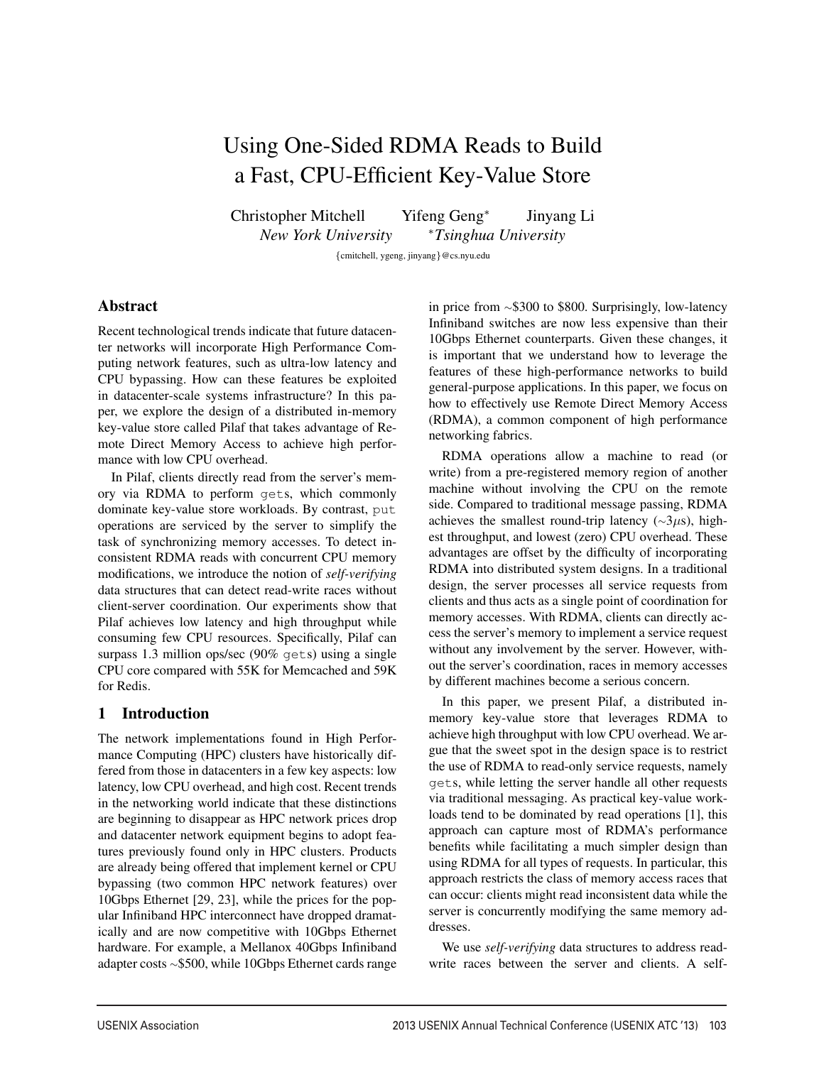# Using One-Sided RDMA Reads to Build a Fast, CPU-Efficient Key-Value Store

Christopher Mitchell  Yifeng Geng[*]  Jinyang Li

*New York University*  [*]*Tsinghua University*

{cmitchell, ygeng, jinyang}@cs.nyu.edu

## Abstract

Recent technological trends indicate that future datacenter networks will incorporate High Performance Computing network features, such as ultra-low latency and CPU bypassing. How can these features be exploited in datacenter-scale systems infrastructure? In this paper, we explore the design of a distributed in-memory key-value store called Pilaf that takes advantage of Remote Direct Memory Access to achieve high performance with low CPU overhead.

In Pilaf, clients directly read from the server's memory via RDMA to perform `gets`, which commonly dominate key-value store workloads. By contrast, `put` operations are serviced by the server to simplify the task of synchronizing memory accesses. To detect inconsistent RDMA reads with concurrent CPU memory modifications, we introduce the notion of *self-verifying* data structures that can detect read-write races without client-server coordination. Our experiments show that Pilaf achieves low latency and high throughput while consuming few CPU resources. Specifically, Pilaf can surpass 1.3 million ops/sec (90% `gets`) using a single CPU core compared with 55K for Memcached and 59K for Redis.

## 1 Introduction

The network implementations found in High Performance Computing (HPC) clusters have historically differed from those in datacenters in a few key aspects: low latency, low CPU overhead, and high cost. Recent trends in the networking world indicate that these distinctions are beginning to disappear as HPC network prices drop and datacenter network equipment begins to adopt features previously found only in HPC clusters. Products are already being offered that implement kernel or CPU bypassing (two common HPC network features) over 10Gbps Ethernet [29, 23], while the prices for the popular Infiniband HPC interconnect have dropped dramatically and are now competitive with 10Gbps Ethernet hardware. For example, a Mellanox 40Gbps Infiniband adapter costs ~\$500, while 10Gbps Ethernet cards range in price from ~\$300 to \$800. Surprisingly, low-latency Infiniband switches are now less expensive than their 10Gbps Ethernet counterparts. Given these changes, it is important that we understand how to leverage the features of these high-performance networks to build general-purpose applications. In this paper, we focus on how to effectively use Remote Direct Memory Access (RDMA), a common component of high performance networking fabrics.

RDMA operations allow a machine to read (or write) from a pre-registered memory region of another machine without involving the CPU on the remote side. Compared to traditional message passing, RDMA achieves the smallest round-trip latency (~3$\mu$s), highest throughput, and lowest (zero) CPU overhead. These advantages are offset by the difficulty of incorporating RDMA into distributed system designs. In a traditional design, the server processes all service requests from clients and thus acts as a single point of coordination for memory accesses. With RDMA, clients can directly access the server's memory to implement a service request without any involvement by the server. However, without the server's coordination, races in memory accesses by different machines become a serious concern.

In this paper, we present Pilaf, a distributed in-memory key-value store that leverages RDMA to achieve high throughput with low CPU overhead. We argue that the sweet spot in the design space is to restrict the use of RDMA to read-only service requests, namely `gets`, while letting the server handle all other requests via traditional messaging. As practical key-value workloads tend to be dominated by read operations [1], this approach can capture most of RDMA's performance benefits while facilitating a much simpler design than using RDMA for all types of requests. In particular, this approach restricts the class of memory access races that can occur: clients might read inconsistent data while the server is concurrently modifying the same memory addresses.

We use *self-verifying* data structures to address read-write races between the server and clients. A self-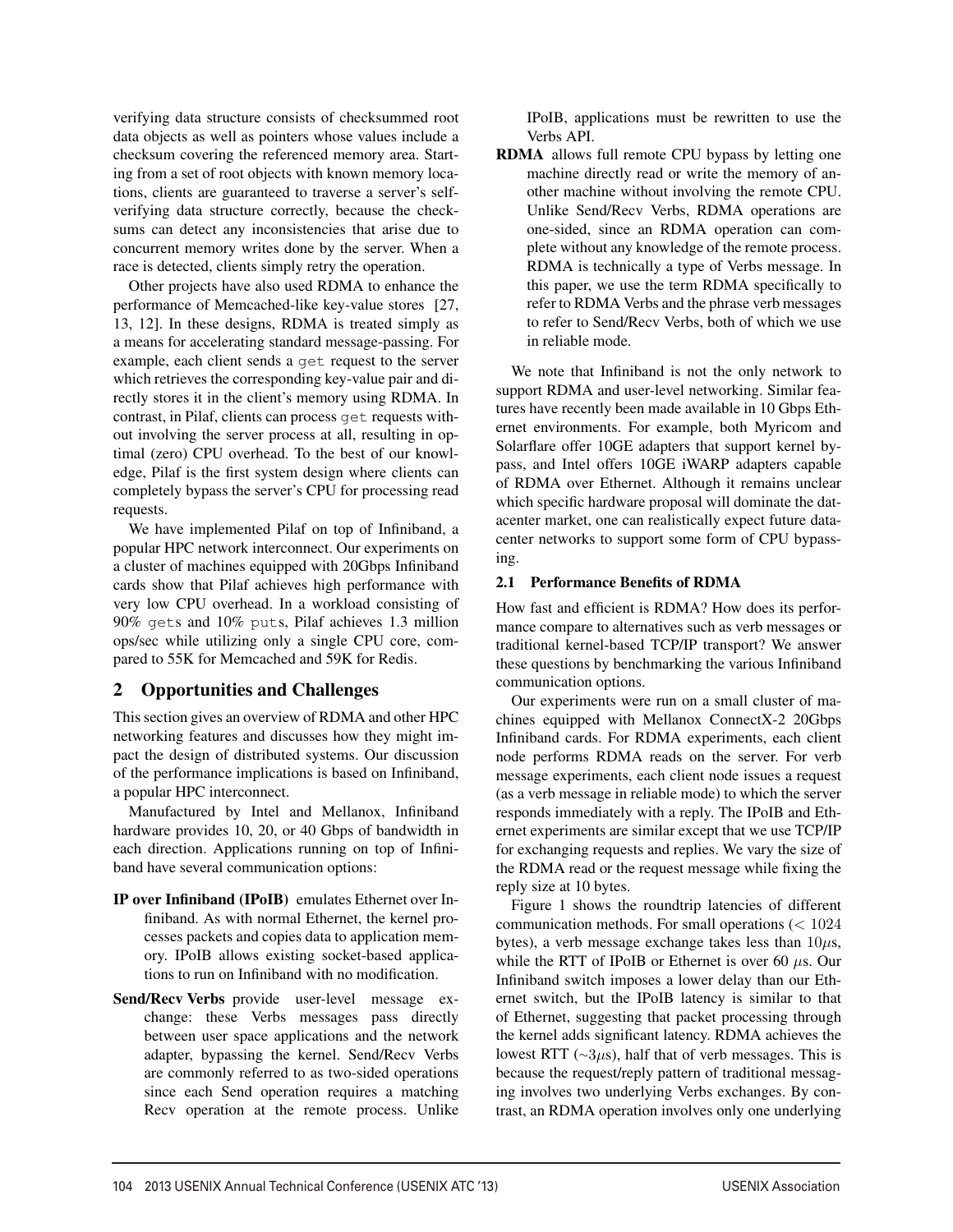verifying data structure consists of checksummed root data objects as well as pointers whose values include a checksum covering the referenced memory area. Starting from a set of root objects with known memory locations, clients are guaranteed to traverse a server's self-verifying data structure correctly, because the checksums can detect any inconsistencies that arise due to concurrent memory writes done by the server. When a race is detected, clients simply retry the operation.

Other projects have also used RDMA to enhance the performance of Memcached-like key-value stores [27, 13, 12]. In these designs, RDMA is treated simply as a means for accelerating standard message-passing. For example, each client sends a `get` request to the server which retrieves the corresponding key-value pair and directly stores it in the client's memory using RDMA. In contrast, in Pilaf, clients can process `get` requests without involving the server process at all, resulting in optimal (zero) CPU overhead. To the best of our knowledge, Pilaf is the first system design where clients can completely bypass the server's CPU for processing read requests.

We have implemented Pilaf on top of Infiniband, a popular HPC network interconnect. Our experiments on a cluster of machines equipped with 20Gbps Infiniband cards show that Pilaf achieves high performance with very low CPU overhead. In a workload consisting of 90% `get`s and 10% `put`s, Pilaf achieves 1.3 million ops/sec while utilizing only a single CPU core, compared to 55K for Memcached and 59K for Redis.

## 2 Opportunities and Challenges

This section gives an overview of RDMA and other HPC networking features and discusses how they might impact the design of distributed systems. Our discussion of the performance implications is based on Infiniband, a popular HPC interconnect.

Manufactured by Intel and Mellanox, Infiniband hardware provides 10, 20, or 40 Gbps of bandwidth in each direction. Applications running on top of Infiniband have several communication options:

**IP over Infiniband (IPoIB)** emulates Ethernet over Infiniband. As with normal Ethernet, the kernel processes packets and copies data to application memory. IPoIB allows existing socket-based applications to run on Infiniband with no modification.

**Send/Recv Verbs** provide user-level message exchange: these Verbs messages pass directly between user space applications and the network adapter, bypassing the kernel. Send/Recv Verbs are commonly referred to as two-sided operations since each Send operation requires a matching Recv operation at the remote process. Unlike IPoIB, applications must be rewritten to use the Verbs API.

**RDMA** allows full remote CPU bypass by letting one machine directly read or write the memory of another machine without involving the remote CPU. Unlike Send/Recv Verbs, RDMA operations are one-sided, since an RDMA operation can complete without any knowledge of the remote process. RDMA is technically a type of Verbs message. In this paper, we use the term RDMA specifically to refer to RDMA Verbs and the phrase verb messages to refer to Send/Recv Verbs, both of which we use in reliable mode.

We note that Infiniband is not the only network to support RDMA and user-level networking. Similar features have recently been made available in 10 Gbps Ethernet environments. For example, both Myricom and Solarflare offer 10GE adapters that support kernel bypass, and Intel offers 10GE iWARP adapters capable of RDMA over Ethernet. Although it remains unclear which specific hardware proposal will dominate the datacenter market, one can realistically expect future datacenter networks to support some form of CPU bypassing.

### 2.1 Performance Benefits of RDMA

How fast and efficient is RDMA? How does its performance compare to alternatives such as verb messages or traditional kernel-based TCP/IP transport? We answer these questions by benchmarking the various Infiniband communication options.

Our experiments were run on a small cluster of machines equipped with Mellanox ConnectX-2 20Gbps Infiniband cards. For RDMA experiments, each client node performs RDMA reads on the server. For verb message experiments, each client node issues a request (as a verb message in reliable mode) to which the server responds immediately with a reply. The IPoIB and Ethernet experiments are similar except that we use TCP/IP for exchanging requests and replies. We vary the size of the RDMA read or the request message while fixing the reply size at 10 bytes.

Figure 1 shows the roundtrip latencies of different communication methods. For small operations ($< 1024$ bytes), a verb message exchange takes less than $10\mu$s, while the RTT of IPoIB or Ethernet is over 60 $\mu$s. Our Infiniband switch imposes a lower delay than our Ethernet switch, but the IPoIB latency is similar to that of Ethernet, suggesting that packet processing through the kernel adds significant latency. RDMA achieves the lowest RTT ($\sim 3\mu$s), half that of verb messages. This is because the request/reply pattern of traditional messaging involves two underlying Verbs exchanges. By contrast, an RDMA operation involves only one underlying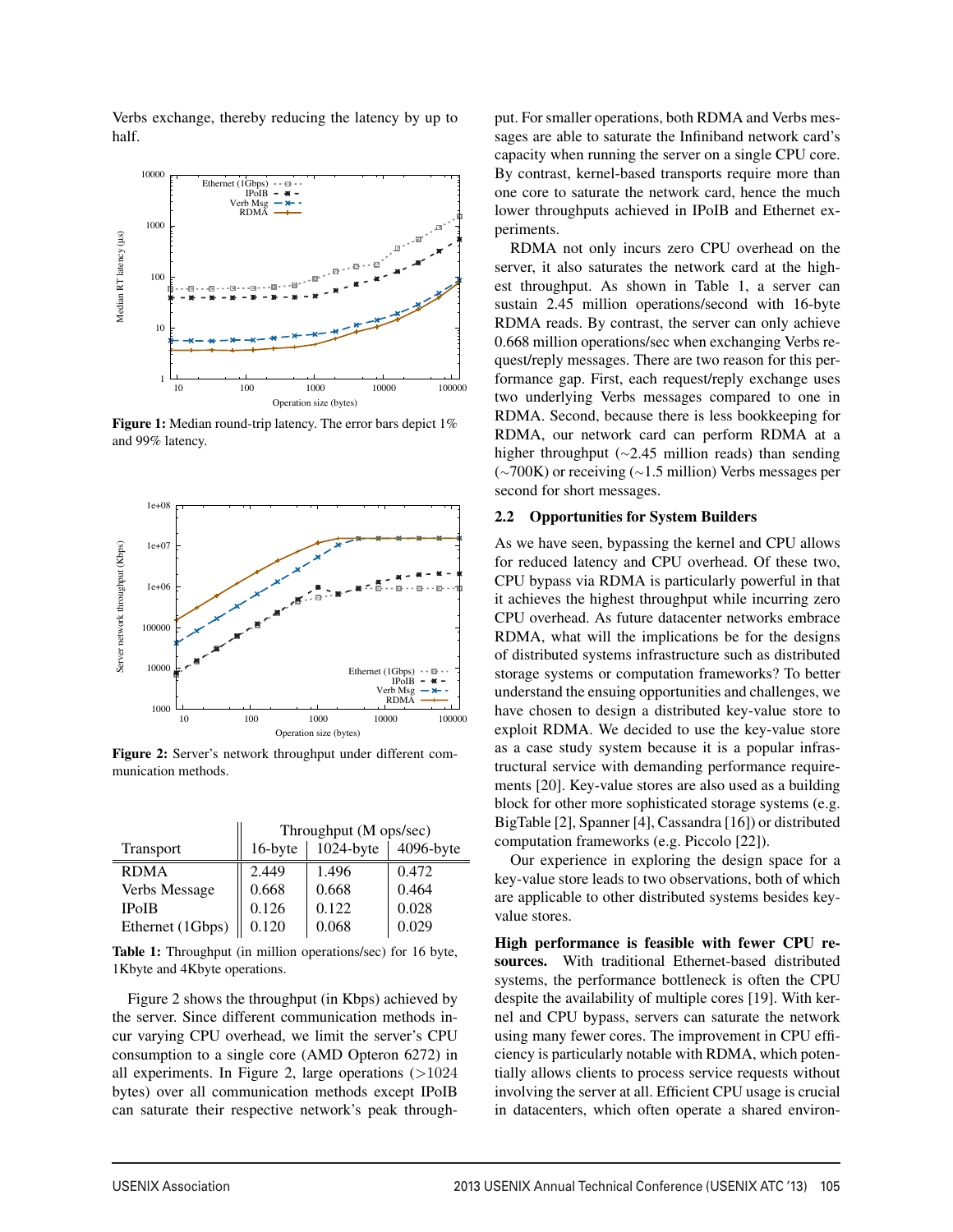Verbs exchange, thereby reducing the latency by up to half.

**Figure 1:** Median round-trip latency. The error bars depict 1% and 99% latency.

**Figure 2:** Server's network throughput under different communication methods.

| Transport | Throughput (M ops/sec) | | |
|---|---|---|---|
| | 16-byte | 1024-byte | 4096-byte |
| RDMA | 2.449 | 1.496 | 0.472 |
| Verbs Message | 0.668 | 0.668 | 0.464 |
| IPoIB | 0.126 | 0.122 | 0.028 |
| Ethernet (1Gbps) | 0.120 | 0.068 | 0.029 |

**Table 1:** Throughput (in million operations/sec) for 16 byte, 1Kbyte and 4Kbyte operations.

Figure 2 shows the throughput (in Kbps) achieved by the server. Since different communication methods incur varying CPU overhead, we limit the server's CPU consumption to a single core (AMD Opteron 6272) in all experiments. In Figure 2, large operations (>1024 bytes) over all communication methods except IPoIB can saturate their respective network's peak throughput. For smaller operations, both RDMA and Verbs messages are able to saturate the Infiniband network card's capacity when running the server on a single CPU core. By contrast, kernel-based transports require more than one core to saturate the network card, hence the much lower throughputs achieved in IPoIB and Ethernet experiments.

RDMA not only incurs zero CPU overhead on the server, it also saturates the network card at the highest throughput. As shown in Table 1, a server can sustain 2.45 million operations/second with 16-byte RDMA reads. By contrast, the server can only achieve 0.668 million operations/sec when exchanging Verbs request/reply messages. There are two reason for this performance gap. First, each request/reply exchange uses two underlying Verbs messages compared to one in RDMA. Second, because there is less bookkeeping for RDMA, our network card can perform RDMA at a higher throughput (~2.45 million reads) than sending (~700K) or receiving (~1.5 million) Verbs messages per second for short messages.

## 2.2 Opportunities for System Builders

As we have seen, bypassing the kernel and CPU allows for reduced latency and CPU overhead. Of these two, CPU bypass via RDMA is particularly powerful in that it achieves the highest throughput while incurring zero CPU overhead. As future datacenter networks embrace RDMA, what will the implications be for the designs of distributed systems infrastructure such as distributed storage systems or computation frameworks? To better understand the ensuing opportunities and challenges, we have chosen to design a distributed key-value store to exploit RDMA. We decided to use the key-value store as a case study system because it is a popular infrastructural service with demanding performance requirements [20]. Key-value stores are also used as a building block for other more sophisticated storage systems (e.g. BigTable [2], Spanner [4], Cassandra [16]) or distributed computation frameworks (e.g. Piccolo [22]).

Our experience in exploring the design space for a key-value store leads to two observations, both of which are applicable to other distributed systems besides key-value stores.

**High performance is feasible with fewer CPU resources.** With traditional Ethernet-based distributed systems, the performance bottleneck is often the CPU despite the availability of multiple cores [19]. With kernel and CPU bypass, servers can saturate the network using many fewer cores. The improvement in CPU efficiency is particularly notable with RDMA, which potentially allows clients to process service requests without involving the server at all. Efficient CPU usage is crucial in datacenters, which often operate a shared environ-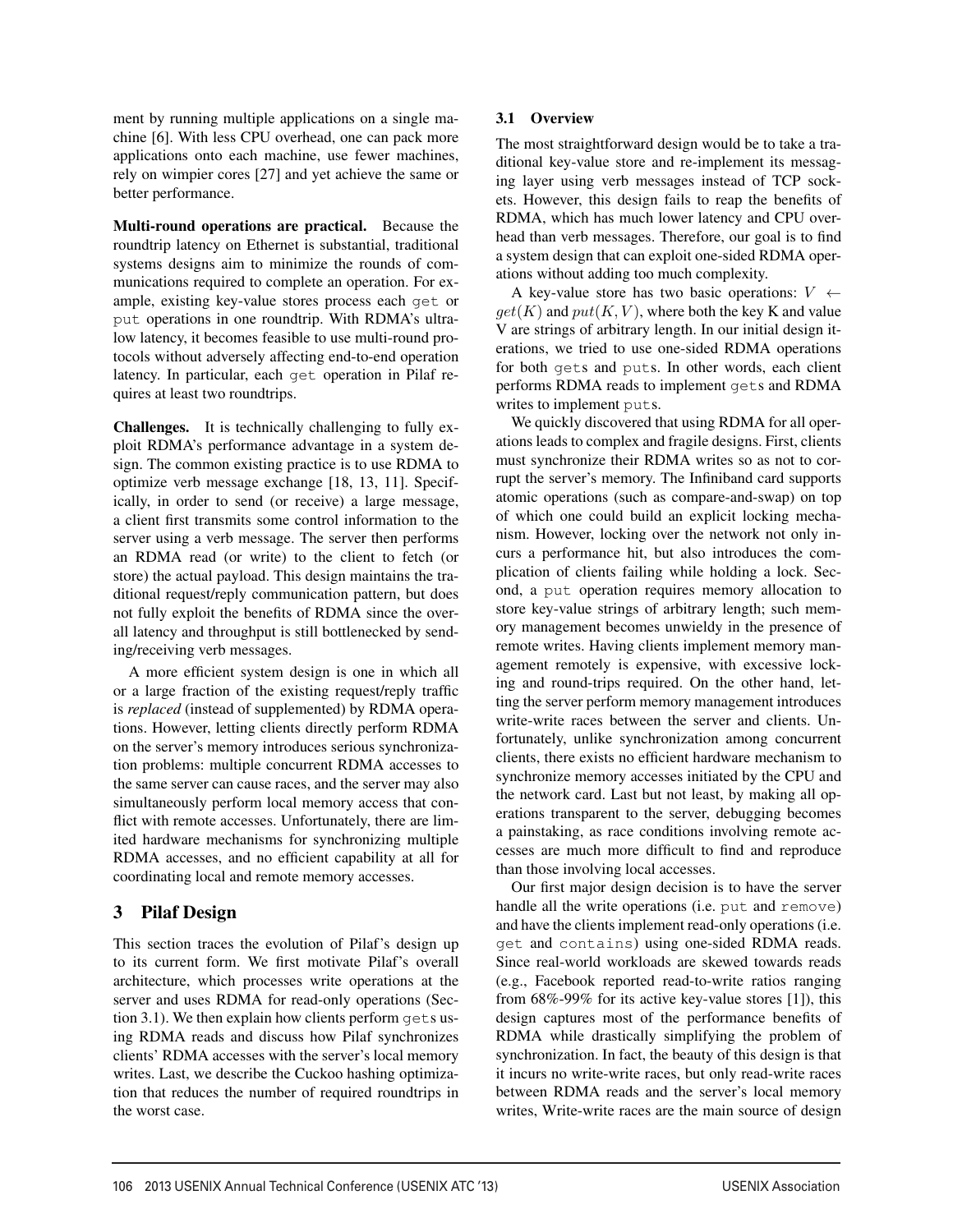ment by running multiple applications on a single machine [6]. With less CPU overhead, one can pack more applications onto each machine, use fewer machines, rely on wimpier cores [27] and yet achieve the same or better performance.

**Multi-round operations are practical.** Because the roundtrip latency on Ethernet is substantial, traditional systems designs aim to minimize the rounds of communications required to complete an operation. For example, existing key-value stores process each `get` or `put` operations in one roundtrip. With RDMA's ultra-low latency, it becomes feasible to use multi-round protocols without adversely affecting end-to-end operation latency. In particular, each `get` operation in Pilaf requires at least two roundtrips.

**Challenges.** It is technically challenging to fully exploit RDMA's performance advantage in a system design. The common existing practice is to use RDMA to optimize verb message exchange [18, 13, 11]. Specifically, in order to send (or receive) a large message, a client first transmits some control information to the server using a verb message. The server then performs an RDMA read (or write) to the client to fetch (or store) the actual payload. This design maintains the traditional request/reply communication pattern, but does not fully exploit the benefits of RDMA since the overall latency and throughput is still bottlenecked by sending/receiving verb messages.

A more efficient system design is one in which all or a large fraction of the existing request/reply traffic is *replaced* (instead of supplemented) by RDMA operations. However, letting clients directly perform RDMA on the server's memory introduces serious synchronization problems: multiple concurrent RDMA accesses to the same server can cause races, and the server may also simultaneously perform local memory access that conflict with remote accesses. Unfortunately, there are limited hardware mechanisms for synchronizing multiple RDMA accesses, and no efficient capability at all for coordinating local and remote memory accesses.

## 3 Pilaf Design

This section traces the evolution of Pilaf's design up to its current form. We first motivate Pilaf's overall architecture, which processes write operations at the server and uses RDMA for read-only operations (Section 3.1). We then explain how clients perform `get`s using RDMA reads and discuss how Pilaf synchronizes clients' RDMA accesses with the server's local memory writes. Last, we describe the Cuckoo hashing optimization that reduces the number of required roundtrips in the worst case.

### 3.1 Overview

The most straightforward design would be to take a traditional key-value store and re-implement its messaging layer using verb messages instead of TCP sockets. However, this design fails to reap the benefits of RDMA, which has much lower latency and CPU overhead than verb messages. Therefore, our goal is to find a system design that can exploit one-sided RDMA operations without adding too much complexity.

A key-value store has two basic operations: $V \leftarrow get(K)$ and $put(K, V)$, where both the key K and value V are strings of arbitrary length. In our initial design iterations, we tried to use one-sided RDMA operations for both `get`s and `put`s. In other words, each client performs RDMA reads to implement `get`s and RDMA writes to implement `put`s.

We quickly discovered that using RDMA for all operations leads to complex and fragile designs. First, clients must synchronize their RDMA writes so as not to corrupt the server's memory. The Infiniband card supports atomic operations (such as compare-and-swap) on top of which one could build an explicit locking mechanism. However, locking over the network not only incurs a performance hit, but also introduces the complication of clients failing while holding a lock. Second, a `put` operation requires memory allocation to store key-value strings of arbitrary length; such memory management becomes unwieldy in the presence of remote writes. Having clients implement memory management remotely is expensive, with excessive locking and round-trips required. On the other hand, letting the server perform memory management introduces write-write races between the server and clients. Unfortunately, unlike synchronization among concurrent clients, there exists no efficient hardware mechanism to synchronize memory accesses initiated by the CPU and the network card. Last but not least, by making all operations transparent to the server, debugging becomes a painstaking, as race conditions involving remote accesses are much more difficult to find and reproduce than those involving local accesses.

Our first major design decision is to have the server handle all the write operations (i.e. `put` and `remove`) and have the clients implement read-only operations (i.e. `get` and `contains`) using one-sided RDMA reads. Since real-world workloads are skewed towards reads (e.g., Facebook reported read-to-write ratios ranging from 68%-99% for its active key-value stores [1]), this design captures most of the performance benefits of RDMA while drastically simplifying the problem of synchronization. In fact, the beauty of this design is that it incurs no write-write races, but only read-write races between RDMA reads and the server's local memory writes, Write-write races are the main source of design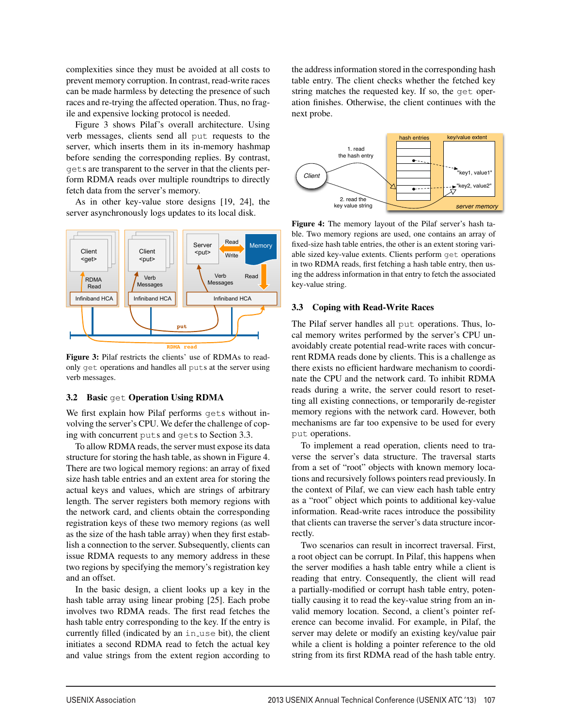complexities since they must be avoided at all costs to prevent memory corruption. In contrast, read-write races can be made harmless by detecting the presence of such races and re-trying the affected operation. Thus, no fragile and expensive locking protocol is needed.

Figure 3 shows Pilaf's overall architecture. Using verb messages, clients send all `put` requests to the server, which inserts them in its in-memory hashmap before sending the corresponding replies. By contrast, `get`s are transparent to the server in that the clients perform RDMA reads over multiple roundtrips to directly fetch data from the server's memory.

As in other key-value store designs [19, 24], the server asynchronously logs updates to its local disk.

**Figure 3:** Pilaf restricts the clients' use of RDMAs to read-only `get` operations and handles all `put`s at the server using verb messages.

## 3.2 Basic `get` Operation Using RDMA

We first explain how Pilaf performs `get`s without involving the server's CPU. We defer the challenge of coping with concurrent `put`s and `get`s to Section 3.3.

To allow RDMA reads, the server must expose its data structure for storing the hash table, as shown in Figure 4. There are two logical memory regions: an array of fixed size hash table entries and an extent area for storing the actual keys and values, which are strings of arbitrary length. The server registers both memory regions with the network card, and clients obtain the corresponding registration keys of these two memory regions (as well as the size of the hash table array) when they first establish a connection to the server. Subsequently, clients can issue RDMA requests to any memory address in these two regions by specifying the memory's registration key and an offset.

In the basic design, a client looks up a key in the hash table array using linear probing [25]. Each probe involves two RDMA reads. The first read fetches the hash table entry corresponding to the key. If the entry is currently filled (indicated by an `in_use` bit), the client initiates a second RDMA read to fetch the actual key and value strings from the extent region according to the address information stored in the corresponding hash table entry. The client checks whether the fetched key string matches the requested key. If so, the `get` operation finishes. Otherwise, the client continues with the next probe.

**Figure 4:** The memory layout of the Pilaf server's hash table. Two memory regions are used, one contains an array of fixed-size hash table entries, the other is an extent storing variable sized key-value extents. Clients perform `get` operations in two RDMA reads, first fetching a hash table entry, then using the address information in that entry to fetch the associated key-value string.

## 3.3 Coping with Read-Write Races

The Pilaf server handles all `put` operations. Thus, local memory writes performed by the server's CPU unavoidably create potential read-write races with concurrent RDMA reads done by clients. This is a challenge as there exists no efficient hardware mechanism to coordinate the CPU and the network card. To inhibit RDMA reads during a write, the server could resort to resetting all existing connections, or temporarily de-register memory regions with the network card. However, both mechanisms are far too expensive to be used for every `put` operations.

To implement a read operation, clients need to traverse the server's data structure. The traversal starts from a set of "root" objects with known memory locations and recursively follows pointers read previously. In the context of Pilaf, we can view each hash table entry as a "root" object which points to additional key-value information. Read-write races introduce the possibility that clients can traverse the server's data structure incorrectly.

Two scenarios can result in incorrect traversal. First, a root object can be corrupt. In Pilaf, this happens when the server modifies a hash table entry while a client is reading that entry. Consequently, the client will read a partially-modified or corrupt hash table entry, potentially causing it to read the key-value string from an invalid memory location. Second, a client's pointer reference can become invalid. For example, in Pilaf, the server may delete or modify an existing key/value pair while a client is holding a pointer reference to the old string from its first RDMA read of the hash table entry.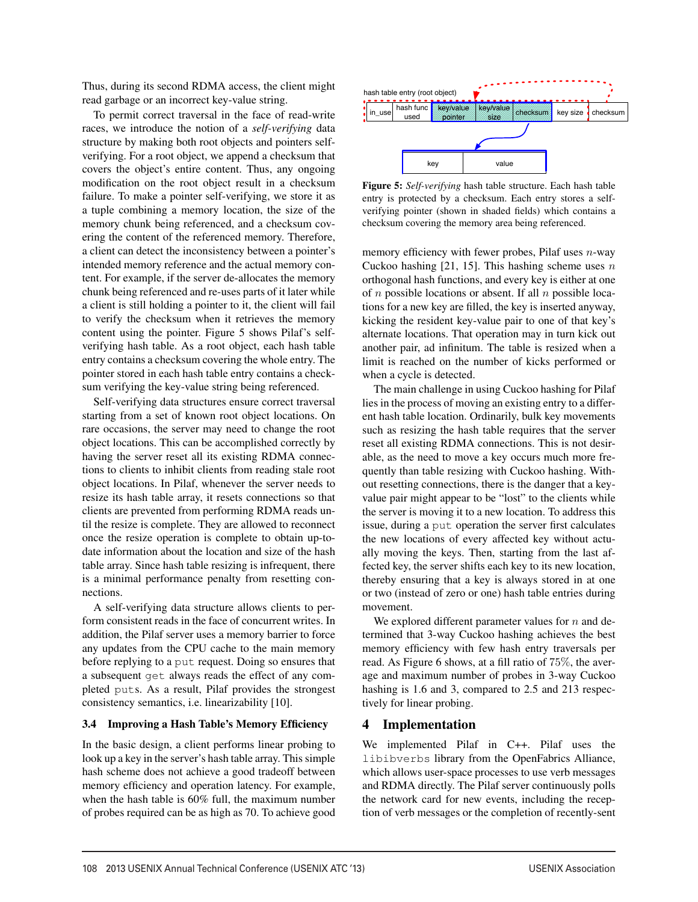Thus, during its second RDMA access, the client might read garbage or an incorrect key-value string.

To permit correct traversal in the face of read-write races, we introduce the notion of a *self-verifying* data structure by making both root objects and pointers self-verifying. For a root object, we append a checksum that covers the object's entire content. Thus, any ongoing modification on the root object result in a checksum failure. To make a pointer self-verifying, we store it as a tuple combining a memory location, the size of the memory chunk being referenced, and a checksum covering the content of the referenced memory. Therefore, a client can detect the inconsistency between a pointer's intended memory reference and the actual memory content. For example, if the server de-allocates the memory chunk being referenced and re-uses parts of it later while a client is still holding a pointer to it, the client will fail to verify the checksum when it retrieves the memory content using the pointer. Figure 5 shows Pilaf's self-verifying hash table. As a root object, each hash table entry contains a checksum covering the whole entry. The pointer stored in each hash table entry contains a checksum verifying the key-value string being referenced.

Self-verifying data structures ensure correct traversal starting from a set of known root object locations. On rare occasions, the server may need to change the root object locations. This can be accomplished correctly by having the server reset all its existing RDMA connections to clients to inhibit clients from reading stale root object locations. In Pilaf, whenever the server needs to resize its hash table array, it resets connections so that clients are prevented from performing RDMA reads until the resize is complete. They are allowed to reconnect once the resize operation is complete to obtain up-to-date information about the location and size of the hash table array. Since hash table resizing is infrequent, there is a minimal performance penalty from resetting connections.

A self-verifying data structure allows clients to perform consistent reads in the face of concurrent writes. In addition, the Pilaf server uses a memory barrier to force any updates from the CPU cache to the main memory before replying to a `put` request. Doing so ensures that a subsequent `get` always reads the effect of any completed `put`s. As a result, Pilaf provides the strongest consistency semantics, i.e. linearizability [10].

### 3.4 Improving a Hash Table's Memory Efficiency

In the basic design, a client performs linear probing to look up a key in the server's hash table array. This simple hash scheme does not achieve a good tradeoff between memory efficiency and operation latency. For example, when the hash table is 60% full, the maximum number of probes required can be as high as 70. To achieve good memory efficiency with fewer probes, Pilaf uses $n$-way Cuckoo hashing [21, 15]. This hashing scheme uses $n$ orthogonal hash functions, and every key is either at one of $n$ possible locations or absent. If all $n$ possible locations for a new key are filled, the key is inserted anyway, kicking the resident key-value pair to one of that key's alternate locations. That operation may in turn kick out another pair, ad infinitum. The table is resized when a limit is reached on the number of kicks performed or when a cycle is detected.

hash table entry (root object)

| in_use | hash func used | key/value pointer | key/value size | checksum | key size | checksum |
|---|---|---|---|---|---|---|

| key | value |
|---|---|

**Figure 5:** *Self-verifying* hash table structure. Each hash table entry is protected by a checksum. Each entry stores a self-verifying pointer (shown in shaded fields) which contains a checksum covering the memory area being referenced.

The main challenge in using Cuckoo hashing for Pilaf lies in the process of moving an existing entry to a different hash table location. Ordinarily, bulk key movements such as resizing the hash table requires that the server reset all existing RDMA connections. This is not desirable, as the need to move a key occurs much more frequently than table resizing with Cuckoo hashing. Without resetting connections, there is the danger that a key-value pair might appear to be "lost" to the clients while the server is moving it to a new location. To address this issue, during a `put` operation the server first calculates the new locations of every affected key without actually moving the keys. Then, starting from the last affected key, the server shifts each key to its new location, thereby ensuring that a key is always stored in at one or two (instead of zero or one) hash table entries during movement.

We explored different parameter values for $n$ and determined that 3-way Cuckoo hashing achieves the best memory efficiency with few hash entry traversals per read. As Figure 6 shows, at a fill ratio of $75\%$, the average and maximum number of probes in 3-way Cuckoo hashing is 1.6 and 3, compared to 2.5 and 213 respectively for linear probing.

## 4 Implementation

We implemented Pilaf in C++. Pilaf uses the `libibverbs` library from the OpenFabrics Alliance, which allows user-space processes to use verb messages and RDMA directly. The Pilaf server continuously polls the network card for new events, including the reception of verb messages or the completion of recently-sent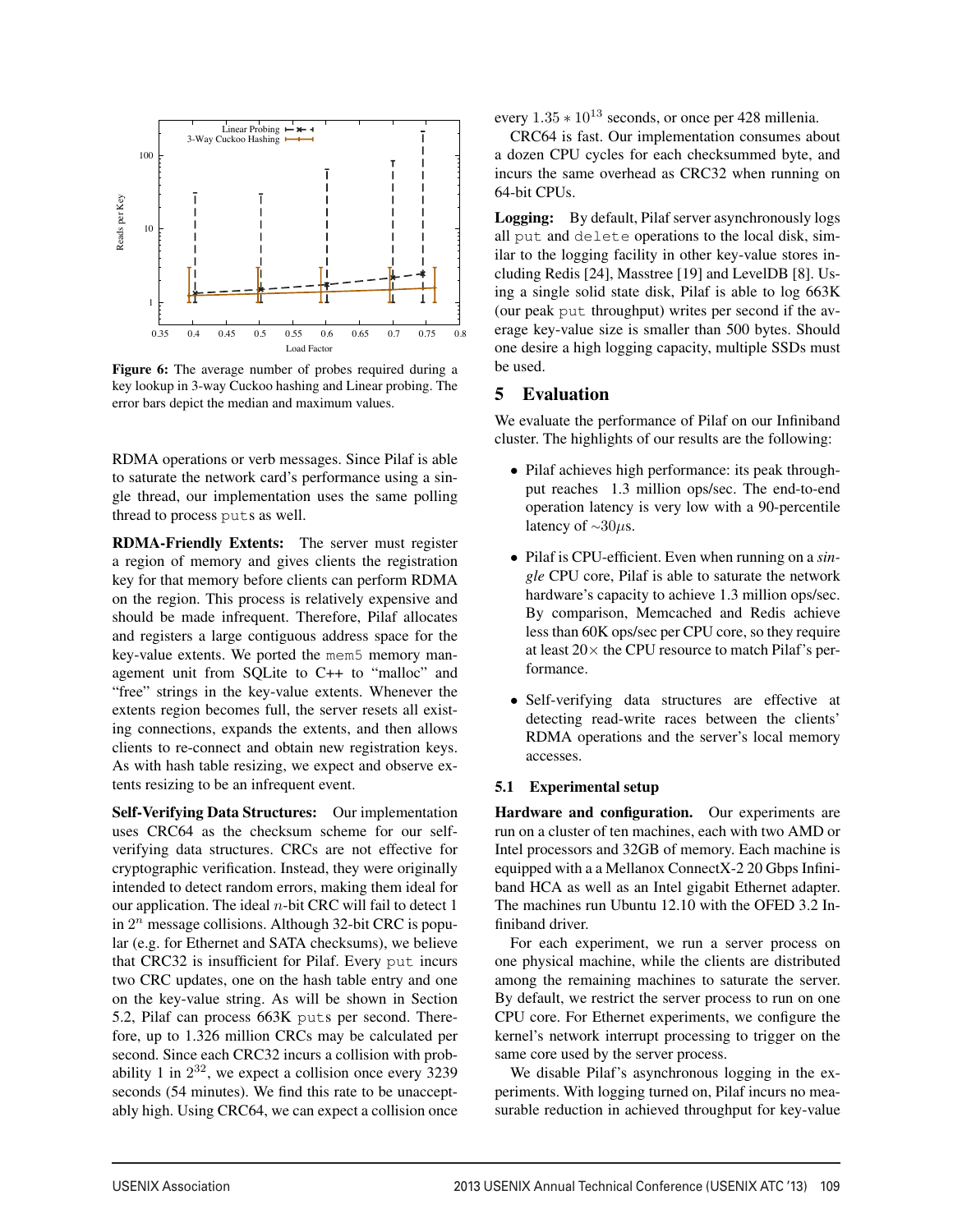Figure 6: The average number of probes required during a key lookup in 3-way Cuckoo hashing and Linear probing. The error bars depict the median and maximum values.

RDMA operations or verb messages. Since Pilaf is able to saturate the network card's performance using a single thread, our implementation uses the same polling thread to process `puts` as well.

**RDMA-Friendly Extents:** The server must register a region of memory and gives clients the registration key for that memory before clients can perform RDMA on the region. This process is relatively expensive and should be made infrequent. Therefore, Pilaf allocates and registers a large contiguous address space for the key-value extents. We ported the `mem5` memory management unit from SQLite to C++ to "malloc" and "free" strings in the key-value extents. Whenever the extents region becomes full, the server resets all existing connections, expands the extents, and then allows clients to re-connect and obtain new registration keys. As with hash table resizing, we expect and observe extents resizing to be an infrequent event.

**Self-Verifying Data Structures:** Our implementation uses CRC64 as the checksum scheme for our self-verifying data structures. CRCs are not effective for cryptographic verification. Instead, they were originally intended to detect random errors, making them ideal for our application. The ideal $n$-bit CRC will fail to detect 1 in $2^n$ message collisions. Although 32-bit CRC is popular (e.g. for Ethernet and SATA checksums), we believe that CRC32 is insufficient for Pilaf. Every `put` incurs two CRC updates, one on the hash table entry and one on the key-value string. As will be shown in Section 5.2, Pilaf can process 663K `puts` per second. Therefore, up to 1.326 million CRCs may be calculated per second. Since each CRC32 incurs a collision with probability 1 in $2^{32}$, we expect a collision once every 3239 seconds (54 minutes). We find this rate to be unacceptably high. Using CRC64, we can expect a collision once every $1.35 * 10^{13}$ seconds, or once per 428 millenia.

CRC64 is fast. Our implementation consumes about a dozen CPU cycles for each checksummed byte, and incurs the same overhead as CRC32 when running on 64-bit CPUs.

**Logging:** By default, Pilaf server asynchronously logs all `put` and `delete` operations to the local disk, similar to the logging facility in other key-value stores including Redis [24], Masstree [19] and LevelDB [8]. Using a single solid state disk, Pilaf is able to log 663K (our peak `put` throughput) writes per second if the average key-value size is smaller than 500 bytes. Should one desire a high logging capacity, multiple SSDs must be used.

## 5 Evaluation

We evaluate the performance of Pilaf on our Infiniband cluster. The highlights of our results are the following:

- Pilaf achieves high performance: its peak throughput reaches 1.3 million ops/sec. The end-to-end operation latency is very low with a 90-percentile latency of $\sim 30\mu$s.
- Pilaf is CPU-efficient. Even when running on a *single* CPU core, Pilaf is able to saturate the network hardware's capacity to achieve 1.3 million ops/sec. By comparison, Memcached and Redis achieve less than 60K ops/sec per CPU core, so they require at least 20× the CPU resource to match Pilaf's performance.
- Self-verifying data structures are effective at detecting read-write races between the clients' RDMA operations and the server's local memory accesses.

### 5.1 Experimental setup

**Hardware and configuration.** Our experiments are run on a cluster of ten machines, each with two AMD or Intel processors and 32GB of memory. Each machine is equipped with a a Mellanox ConnectX-2 20 Gbps Infiniband HCA as well as an Intel gigabit Ethernet adapter. The machines run Ubuntu 12.10 with the OFED 3.2 Infiniband driver.

For each experiment, we run a server process on one physical machine, while the clients are distributed among the remaining machines to saturate the server. By default, we restrict the server process to run on one CPU core. For Ethernet experiments, we configure the kernel's network interrupt processing to trigger on the same core used by the server process.

We disable Pilaf's asynchronous logging in the experiments. With logging turned on, Pilaf incurs no measurable reduction in achieved throughput for key-value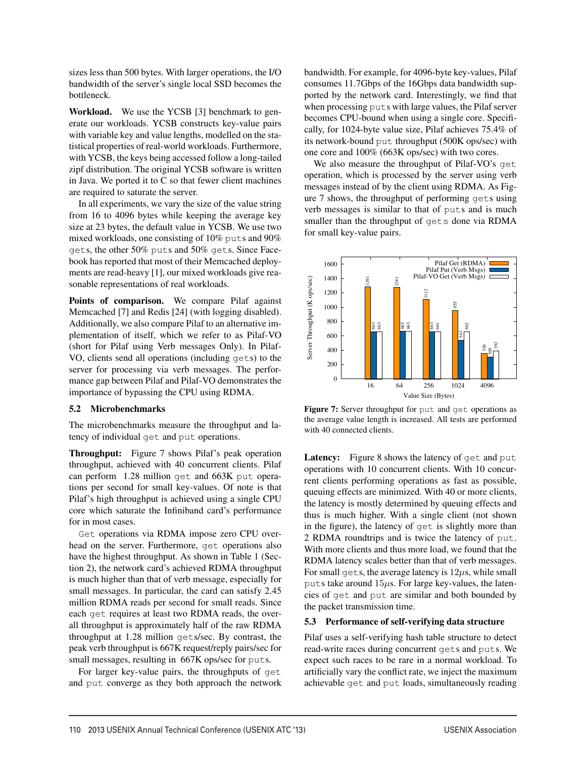sizes less than 500 bytes. With larger operations, the I/O bandwidth of the server's single local SSD becomes the bottleneck.

**Workload.** We use the YCSB [3] benchmark to generate our workloads. YCSB constructs key-value pairs with variable key and value lengths, modelled on the statistical properties of real-world workloads. Furthermore, with YCSB, the keys being accessed follow a long-tailed zipf distribution. The original YCSB software is written in Java. We ported it to C so that fewer client machines are required to saturate the server.

In all experiments, we vary the size of the value string from 16 to 4096 bytes while keeping the average key size at 23 bytes, the default value in YCSB. We use two mixed workloads, one consisting of 10% `put`s and 90% `get`s, the other 50% `put`s and 50% `get`s. Since Facebook has reported that most of their Memcached deployments are read-heavy [1], our mixed workloads give reasonable representations of real workloads.

**Points of comparison.** We compare Pilaf against Memcached [7] and Redis [24] (with logging disabled). Additionally, we also compare Pilaf to an alternative implementation of itself, which we refer to as Pilaf-VO (short for Pilaf using Verb messages Only). In Pilaf-VO, clients send all operations (including `get`s) to the server for processing via verb messages. The performance gap between Pilaf and Pilaf-VO demonstrates the importance of bypassing the CPU using RDMA.

### 5.2 Microbenchmarks

The microbenchmarks measure the throughput and latency of individual `get` and `put` operations.

**Throughput:** Figure 7 shows Pilaf's peak operation throughput, achieved with 40 concurrent clients. Pilaf can perform 1.28 million `get` and 663K `put` operations per second for small key-values. Of note is that Pilaf's high throughput is achieved using a single CPU core which saturate the Infiniband card's performance for in most cases.

`Get` operations via RDMA impose zero CPU overhead on the server. Furthermore, `get` operations also have the highest throughput. As shown in Table 1 (Section 2), the network card's achieved RDMA throughput is much higher than that of verb message, especially for small messages. In particular, the card can satisfy 2.45 million RDMA reads per second for small reads. Since each `get` requires at least two RDMA reads, the overall throughput is approximately half of the raw RDMA throughput at 1.28 million `get`s/sec. By contrast, the peak verb throughput is 667K request/reply pairs/sec for small messages, resulting in 667K ops/sec for `put`s.

For larger key-value pairs, the throughputs of `get` and `put` converge as they both approach the network bandwidth. For example, for 4096-byte key-values, Pilaf consumes 11.7Gbps of the 16Gbps data bandwidth supported by the network card. Interestingly, we find that when processing `put`s with large values, the Pilaf server becomes CPU-bound when using a single core. Specifically, for 1024-byte value size, Pilaf achieves 75.4% of its network-bound `put` throughput (500K ops/sec) with one core and 100% (663K ops/sec) with two cores.

We also measure the throughput of Pilaf-VO's `get` operation, which is processed by the server using verb messages instead of by the client using RDMA. As Figure 7 shows, the throughput of performing `get`s using verb messages is similar to that of `put`s and is much smaller than the throughput of `get`s done via RDMA for small key-value pairs.

| Value Size (Bytes) | Pilaf Get (RDMA) | Pilaf Put (Verb Msgs) | Pilaf-VO Get (Verb Msgs) |
|---|---|---|---|
| 16 | 1291 | 663 | 663 |
| 64 | 1281 | 665 | 663 |
| 256 | 1112 | 663 | 661 |
| 1024 | 955 | 543 | 662 |
| 4096 | 356 | 309 | 392 |

**Figure 7:** Server throughput for `put` and `get` operations as the average value length is increased. All tests are performed with 40 connected clients.

**Latency:** Figure 8 shows the latency of `get` and `put` operations with 10 concurrent clients. With 10 concurrent clients performing operations as fast as possible, queuing effects are minimized. With 40 or more clients, the latency is mostly determined by queuing effects and thus is much higher. With a single client (not shown in the figure), the latency of `get` is slightly more than 2 RDMA roundtrips and is twice the latency of `put`. With more clients and thus more load, we found that the RDMA latency scales better than that of verb messages. For small `get`s, the average latency is $12\mu$s, while small `put`s take around $15\mu$s. For large key-values, the latencies of `get` and `put` are similar and both bounded by the packet transmission time.

### 5.3 Performance of self-verifying data structure

Pilaf uses a self-verifying hash table structure to detect read-write races during concurrent `get`s and `put`s. We expect such races to be rare in a normal workload. To artificially vary the conflict rate, we inject the maximum achievable `get` and `put` loads, simultaneously reading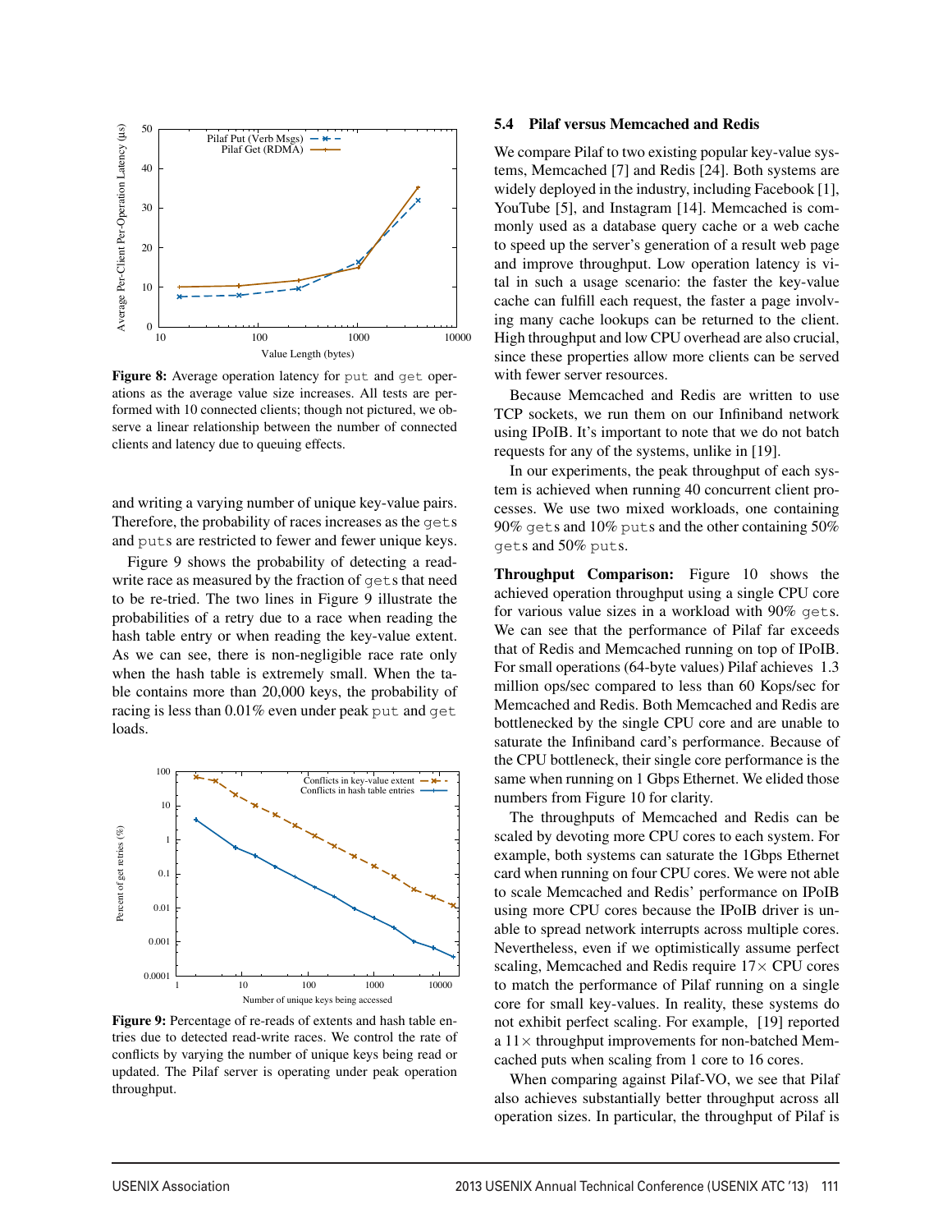**Figure 8:** Average operation latency for `put` and `get` operations as the average value size increases. All tests are performed with 10 connected clients; though not pictured, we observe a linear relationship between the number of connected clients and latency due to queuing effects.

and writing a varying number of unique key-value pairs. Therefore, the probability of races increases as the `gets` and `puts` are restricted to fewer and fewer unique keys.

Figure 9 shows the probability of detecting a read-write race as measured by the fraction of `gets` that need to be re-tried. The two lines in Figure 9 illustrate the probabilities of a retry due to a race when reading the hash table entry or when reading the key-value extent. As we can see, there is non-negligible race rate only when the hash table is extremely small. When the table contains more than 20,000 keys, the probability of racing is less than 0.01% even under peak `put` and `get` loads.

**Figure 9:** Percentage of re-reads of extents and hash table entries due to detected read-write races. We control the rate of conflicts by varying the number of unique keys being read or updated. The Pilaf server is operating under peak operation throughput.

### 5.4 Pilaf versus Memcached and Redis

We compare Pilaf to two existing popular key-value systems, Memcached [7] and Redis [24]. Both systems are widely deployed in the industry, including Facebook [1], YouTube [5], and Instagram [14]. Memcached is commonly used as a database query cache or a web cache to speed up the server's generation of a result web page and improve throughput. Low operation latency is vital in such a usage scenario: the faster the key-value cache can fulfill each request, the faster a page involving many cache lookups can be returned to the client. High throughput and low CPU overhead are also crucial, since these properties allow more clients can be served with fewer server resources.

Because Memcached and Redis are written to use TCP sockets, we run them on our Infiniband network using IPoIB. It's important to note that we do not batch requests for any of the systems, unlike in [19].

In our experiments, the peak throughput of each system is achieved when running 40 concurrent client processes. We use two mixed workloads, one containing 90% `gets` and 10% `puts` and the other containing 50% `gets` and 50% `puts`.

**Throughput Comparison:** Figure 10 shows the achieved operation throughput using a single CPU core for various value sizes in a workload with 90% `gets`. We can see that the performance of Pilaf far exceeds that of Redis and Memcached running on top of IPoIB. For small operations (64-byte values) Pilaf achieves 1.3 million ops/sec compared to less than 60 Kops/sec for Memcached and Redis. Both Memcached and Redis are bottlenecked by the single CPU core and are unable to saturate the Infiniband card's performance. Because of the CPU bottleneck, their single core performance is the same when running on 1 Gbps Ethernet. We elided those numbers from Figure 10 for clarity.

The throughputs of Memcached and Redis can be scaled by devoting more CPU cores to each system. For example, both systems can saturate the 1Gbps Ethernet card when running on four CPU cores. We were not able to scale Memcached and Redis' performance on IPoIB using more CPU cores because the IPoIB driver is unable to spread network interrupts across multiple cores. Nevertheless, even if we optimistically assume perfect scaling, Memcached and Redis require 17× CPU cores to match the performance of Pilaf running on a single core for small key-values. In reality, these systems do not exhibit perfect scaling. For example, [19] reported a 11× throughput improvements for non-batched Memcached puts when scaling from 1 core to 16 cores.

When comparing against Pilaf-VO, we see that Pilaf also achieves substantially better throughput across all operation sizes. In particular, the throughput of Pilaf is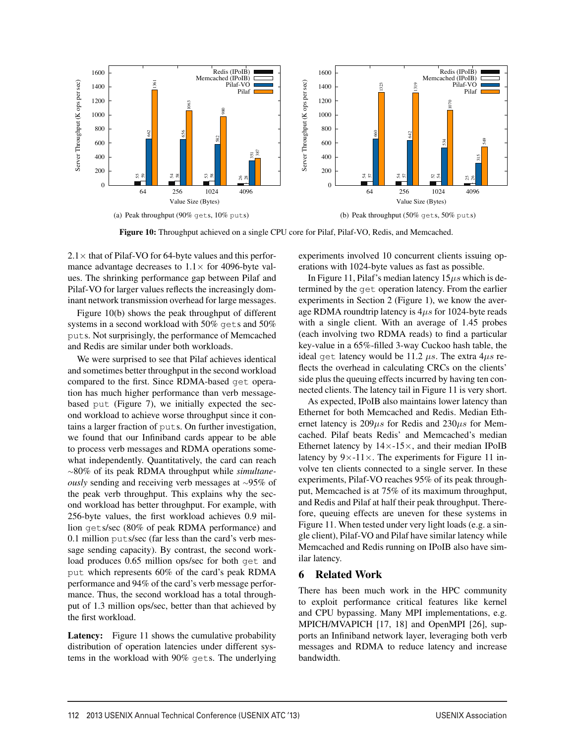(a) Peak throughput (90% gets, 10% puts)

(b) Peak throughput (50% gets, 50% puts)

**Figure 10:** Throughput achieved on a single CPU core for Pilaf, Pilaf-VO, Redis, and Memcached.

$2.1\times$ that of Pilaf-VO for 64-byte values and this performance advantage decreases to $1.1\times$ for 4096-byte values. The shrinking performance gap between Pilaf and Pilaf-VO for larger values reflects the increasingly dominant network transmission overhead for large messages.

Figure 10(b) shows the peak throughput of different systems in a second workload with 50% `get`s and 50% `put`s. Not surprisingly, the performance of Memcached and Redis are similar under both workloads.

We were surprised to see that Pilaf achieves identical and sometimes better throughput in the second workload compared to the first. Since RDMA-based `get` operation has much higher performance than verb message-based `put` (Figure 7), we initially expected the second workload to achieve worse throughput since it contains a larger fraction of `put`s. On further investigation, we found that our Infiniband cards appear to be able to process verb messages and RDMA operations somewhat independently. Quantitatively, the card can reach ~80% of its peak RDMA throughput while *simultaneously* sending and receiving verb messages at ~95% of the peak verb throughput. This explains why the second workload has better throughput. For example, with 256-byte values, the first workload achieves 0.9 million `get`s/sec (80% of peak RDMA performance) and 0.1 million `put`s/sec (far less than the card's verb message sending capacity). By contrast, the second workload produces 0.65 million ops/sec for both `get` and `put` which represents 60% of the card's peak RDMA performance and 94% of the card's verb message performance. Thus, the second workload has a total throughput of 1.3 million ops/sec, better than that achieved by the first workload.

**Latency:** Figure 11 shows the cumulative probability distribution of operation latencies under different systems in the workload with 90% `get`s. The underlying experiments involved 10 concurrent clients issuing operations with 1024-byte values as fast as possible.

In Figure 11, Pilaf's median latency $15\mu s$ which is determined by the `get` operation latency. From the earlier experiments in Section 2 (Figure 1), we know the average RDMA roundtrip latency is $4\mu s$ for 1024-byte reads with a single client. With an average of 1.45 probes (each involving two RDMA reads) to find a particular key-value in a 65%-filled 3-way Cuckoo hash table, the ideal `get` latency would be 11.2 $\mu s$. The extra $4\mu s$ reflects the overhead in calculating CRCs on the clients' side plus the queuing effects incurred by having ten connected clients. The latency tail in Figure 11 is very short.

As expected, IPoIB also maintains lower latency than Ethernet for both Memcached and Redis. Median Ethernet latency is $209\mu s$ for Redis and $230\mu s$ for Memcached. Pilaf beats Redis' and Memcached's median Ethernet latency by $14\times$-$15\times$, and their median IPoIB latency by $9\times$-$11\times$. The experiments for Figure 11 involve ten clients connected to a single server. In these experiments, Pilaf-VO reaches 95% of its peak throughput, Memcached is at 75% of its maximum throughput, and Redis and Pilaf at half their peak throughput. Therefore, queuing effects are uneven for these systems in Figure 11. When tested under very light loads (e.g. a single client), Pilaf-VO and Pilaf have similar latency while Memcached and Redis running on IPoIB also have similar latency.

## 6 Related Work

There has been much work in the HPC community to exploit performance critical features like kernel and CPU bypassing. Many MPI implementations, e.g. MPICH/MVAPICH [17, 18] and OpenMPI [26], supports an Infiniband network layer, leveraging both verb messages and RDMA to reduce latency and increase bandwidth.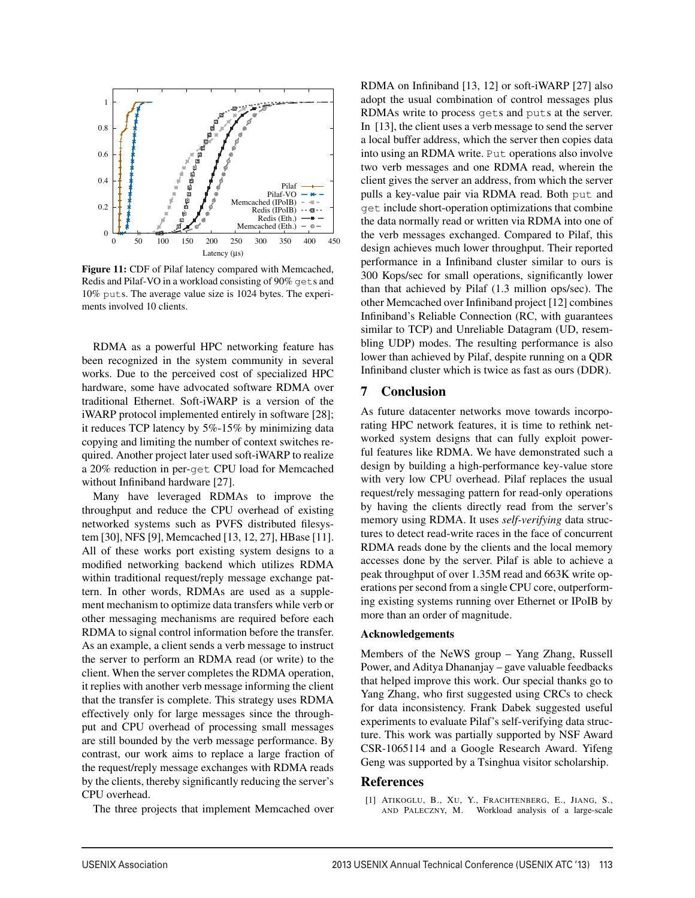Figure 11: CDF of Pilaf latency compared with Memcached, Redis and Pilaf-VO in a workload consisting of 90% gets and 10% puts. The average value size is 1024 bytes. The experiments involved 10 clients.

RDMA as a powerful HPC networking feature has been recognized in the system community in several works. Due to the perceived cost of specialized HPC hardware, some have advocated software RDMA over traditional Ethernet. Soft-iWARP is a version of the iWARP protocol implemented entirely in software [28]; it reduces TCP latency by 5%-15% by minimizing data copying and limiting the number of context switches required. Another project later used soft-iWARP to realize a 20% reduction in per-get CPU load for Memcached without Infiniband hardware [27].

Many have leveraged RDMAs to improve the throughput and reduce the CPU overhead of existing networked systems such as PVFS distributed filesystem [30], NFS [9], Memcached [13, 12, 27], HBase [11]. All of these works port existing system designs to a modified networking backend which utilizes RDMA within traditional request/reply message exchange pattern. In other words, RDMAs are used as a supplement mechanism to optimize data transfers while verb or other messaging mechanisms are required before each RDMA to signal control information before the transfer. As an example, a client sends a verb message to instruct the server to perform an RDMA read (or write) to the client. When the server completes the RDMA operation, it replies with another verb message informing the client that the transfer is complete. This strategy uses RDMA effectively only for large messages since the throughput and CPU overhead of processing small messages are still bounded by the verb message performance. By contrast, our work aims to replace a large fraction of the request/reply message exchanges with RDMA reads by the clients, thereby significantly reducing the server's CPU overhead.

The three projects that implement Memcached over RDMA on Infiniband [13, 12] or soft-iWARP [27] also adopt the usual combination of control messages plus RDMAs write to process gets and puts at the server. In [13], the client uses a verb message to send the server a local buffer address, which the server then copies data into using an RDMA write. Put operations also involve two verb messages and one RDMA read, wherein the client gives the server an address, from which the server pulls a key-value pair via RDMA read. Both put and get include short-operation optimizations that combine the data normally read or written via RDMA into one of the verb messages exchanged. Compared to Pilaf, this design achieves much lower throughput. Their reported performance in a Infiniband cluster similar to ours is 300 Kops/sec for small operations, significantly lower than that achieved by Pilaf (1.3 million ops/sec). The other Memcached over Infiniband project [12] combines Infiniband's Reliable Connection (RC, with guarantees similar to TCP) and Unreliable Datagram (UD, resembling UDP) modes. The resulting performance is also lower than achieved by Pilaf, despite running on a QDR Infiniband cluster which is twice as fast as ours (DDR).

## 7 Conclusion

As future datacenter networks move towards incorporating HPC network features, it is time to rethink networked system designs that can fully exploit powerful features like RDMA. We have demonstrated such a design by building a high-performance key-value store with very low CPU overhead. Pilaf replaces the usual request/rely messaging pattern for read-only operations by having the clients directly read from the server's memory using RDMA. It uses *self-verifying* data structures to detect read-write races in the face of concurrent RDMA reads done by the clients and the local memory accesses done by the server. Pilaf is able to achieve a peak throughput of over 1.35M read and 663K write operations per second from a single CPU core, outperforming existing systems running over Ethernet or IPoIB by more than an order of magnitude.

### Acknowledgements

Members of the NeWS group – Yang Zhang, Russell Power, and Aditya Dhananjay – gave valuable feedbacks that helped improve this work. Our special thanks go to Yang Zhang, who first suggested using CRCs to check for data inconsistency. Frank Dabek suggested useful experiments to evaluate Pilaf's self-verifying data structure. This work was partially supported by NSF Award CSR-1065114 and a Google Research Award. Yifeng Geng was supported by a Tsinghua visitor scholarship.

## References

[1] Atikoglu, B., Xu, Y., Frachtenberg, E., Jiang, S., and Paleczny, M. Workload analysis of a large-scale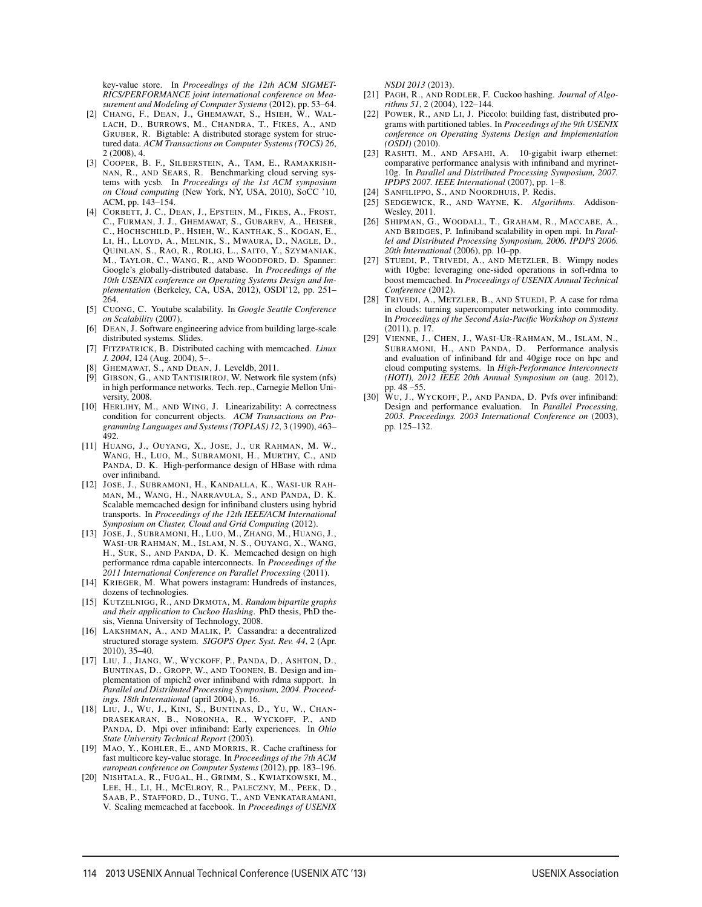key-value store. In *Proceedings of the 12th ACM SIGMETRICS/PERFORMANCE joint international conference on Measurement and Modeling of Computer Systems* (2012), pp. 53–64.

[2] CHANG, F., DEAN, J., GHEMAWAT, S., HSIEH, W., WALLACH, D., BURROWS, M., CHANDRA, T., FIKES, A., AND GRUBER, R. Bigtable: A distributed storage system for structured data. *ACM Transactions on Computer Systems (TOCS) 26*, 2 (2008), 4.

[3] COOPER, B. F., SILBERSTEIN, A., TAM, E., RAMAKRISHNAN, R., AND SEARS, R. Benchmarking cloud serving systems with ycsb. In *Proceedings of the 1st ACM symposium on Cloud computing* (New York, NY, USA, 2010), SoCC '10, ACM, pp. 143–154.

[4] CORBETT, J. C., DEAN, J., EPSTEIN, M., FIKES, A., FROST, C., FURMAN, J. J., GHEMAWAT, S., GUBAREV, A., HEISER, C., HOCHSCHILD, P., HSIEH, W., KANTHAK, S., KOGAN, E., LI, H., LLOYD, A., MELNIK, S., MWAURA, D., NAGLE, D., QUINLAN, S., RAO, R., ROLIG, L., SAITO, Y., SZYMANIAK, M., TAYLOR, C., WANG, R., AND WOODFORD, D. Spanner: Google's globally-distributed database. In *Proceedings of the 10th USENIX conference on Operating Systems Design and Implementation* (Berkeley, CA, USA, 2012), OSDI'12, pp. 251–264.

[5] CUONG, C. Youtube scalability. In *Google Seattle Conference on Scalability* (2007).

[6] DEAN, J. Software engineering advice from building large-scale distributed systems. Slides.

[7] FITZPATRICK, B. Distributed caching with memcached. *Linux J. 2004*, 124 (Aug. 2004), 5–.

[8] GHEMAWAT, S., AND DEAN, J. Leveldb, 2011.

[9] GIBSON, G., AND TANTISIRIROJ, W. Network file system (nfs) in high performance networks. Tech. rep., Carnegie Mellon University, 2008.

[10] HERLIHY, M., AND WING, J. Linearizability: A correctness condition for concurrent objects. *ACM Transactions on Programming Languages and Systems (TOPLAS) 12*, 3 (1990), 463–492.

[11] HUANG, J., OUYANG, X., JOSE, J., UR RAHMAN, M. W., WANG, H., LUO, M., SUBRAMONI, H., MURTHY, C., AND PANDA, D. K. High-performance design of HBase with rdma over infiniband.

[12] JOSE, J., SUBRAMONI, H., KANDALLA, K., WASI-UR RAHMAN, M., WANG, H., NARRAVULA, S., AND PANDA, D. K. Scalable memcached design for infiniband clusters using hybrid transports. In *Proceedings of the 12th IEEE/ACM International Symposium on Cluster, Cloud and Grid Computing* (2012).

[13] JOSE, J., SUBRAMONI, H., LUO, M., ZHANG, M., HUANG, J., WASI-UR RAHMAN, M., ISLAM, N. S., OUYANG, X., WANG, H., SUR, S., AND PANDA, D. K. Memcached design on high performance rdma capable interconnects. In *Proceedings of the 2011 International Conference on Parallel Processing* (2011).

[14] KRIEGER, M. What powers instagram: Hundreds of instances, dozens of technologies.

[15] KUTZELNIGG, R., AND DRMOTA, M. *Random bipartite graphs and their application to Cuckoo Hashing*. PhD thesis, PhD thesis, Vienna University of Technology, 2008.

[16] LAKSHMAN, A., AND MALIK, P. Cassandra: a decentralized structured storage system. *SIGOPS Oper. Syst. Rev. 44*, 2 (Apr. 2010), 35–40.

[17] LIU, J., JIANG, W., WYCKOFF, P., PANDA, D., ASHTON, D., BUNTINAS, D., GROPP, W., AND TOONEN, B. Design and implementation of mpich2 over infiniband with rdma support. In *Parallel and Distributed Processing Symposium, 2004. Proceedings. 18th International* (april 2004), p. 16.

[18] LIU, J., WU, J., KINI, S., BUNTINAS, D., YU, W., CHANDRASEKARAN, B., NORONHA, R., WYCKOFF, P., AND PANDA, D. Mpi over infiniband: Early experiences. In *Ohio State University Technical Report* (2003).

[19] MAO, Y., KOHLER, E., AND MORRIS, R. Cache craftiness for fast multicore key-value storage. In *Proceedings of the 7th ACM european conference on Computer Systems* (2012), pp. 183–196.

[20] NISHTALA, R., FUGAL, H., GRIMM, S., KWIATKOWSKI, M., LEE, H., LI, H., MCELROY, R., PALECZNY, M., PEEK, D., SAAB, P., STAFFORD, D., TUNG, T., AND VENKATARAMANI, V. Scaling memcached at facebook. In *Proceedings of USENIX NSDI 2013* (2013).

[21] PAGH, R., AND RODLER, F. Cuckoo hashing. *Journal of Algorithms 51*, 2 (2004), 122–144.

[22] POWER, R., AND LI, J. Piccolo: building fast, distributed programs with partitioned tables. In *Proceedings of the 9th USENIX conference on Operating Systems Design and Implementation (OSDI)* (2010).

[23] RASHTI, M., AND AFSAHI, A. 10-gigabit iwarp ethernet: comparative performance analysis with infiniband and myrinet-10g. In *Parallel and Distributed Processing Symposium, 2007. IPDPS 2007. IEEE International* (2007), pp. 1–8.

[24] SANFILIPPO, S., AND NOORDHUIS, P. Redis.

[25] SEDGEWICK, R., AND WAYNE, K. *Algorithms*. Addison-Wesley, 2011.

[26] SHIPMAN, G., WOODALL, T., GRAHAM, R., MACCABE, A., AND BRIDGES, P. Infiniband scalability in open mpi. In *Parallel and Distributed Processing Symposium, 2006. IPDPS 2006. 20th International* (2006), pp. 10–pp.

[27] STUEDI, P., TRIVEDI, A., AND METZLER, B. Wimpy nodes with 10gbe: leveraging one-sided operations in soft-rdma to boost memcached. In *Proceedings of USENIX Annual Technical Conference* (2012).

[28] TRIVEDI, A., METZLER, B., AND STUEDI, P. A case for rdma in clouds: turning supercomputer networking into commodity. In *Proceedings of the Second Asia-Pacific Workshop on Systems* (2011), p. 17.

[29] VIENNE, J., CHEN, J., WASI-UR-RAHMAN, M., ISLAM, N., SUBRAMONI, H., AND PANDA, D. Performance analysis and evaluation of infiniband fdr and 40gige roce on hpc and cloud computing systems. In *High-Performance Interconnects (HOTI), 2012 IEEE 20th Annual Symposium on* (aug. 2012), pp. 48 –55.

[30] WU, J., WYCKOFF, P., AND PANDA, D. Pvfs over infiniband: Design and performance evaluation. In *Parallel Processing, 2003. Proceedings. 2003 International Conference on* (2003), pp. 125–132.